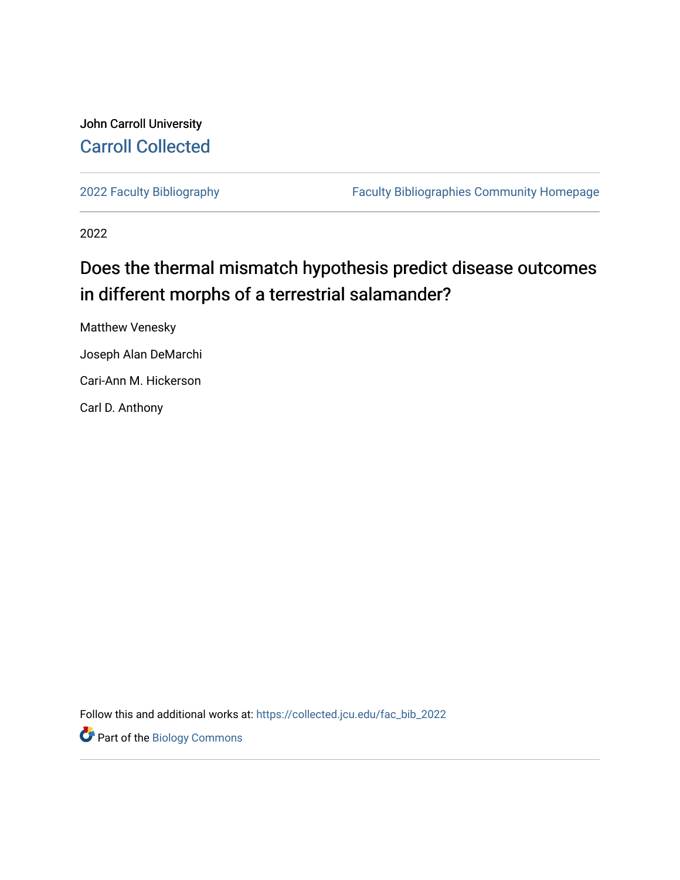John Carroll University

Carroll Collected

2022 Faculty Bibliography

Faculty Bibliographies Community Homepage

2022

# Does the thermal mismatch hypothesis predict disease outcomes in different morphs of a terrestrial salamander?

Matthew Venesky

Joseph Alan DeMarchi

Cari-Ann M. Hickerson

Carl D. Anthony

Follow this and additional works at: https://collected.jcu.edu/fac_bib_2022

Part of the Biology Commons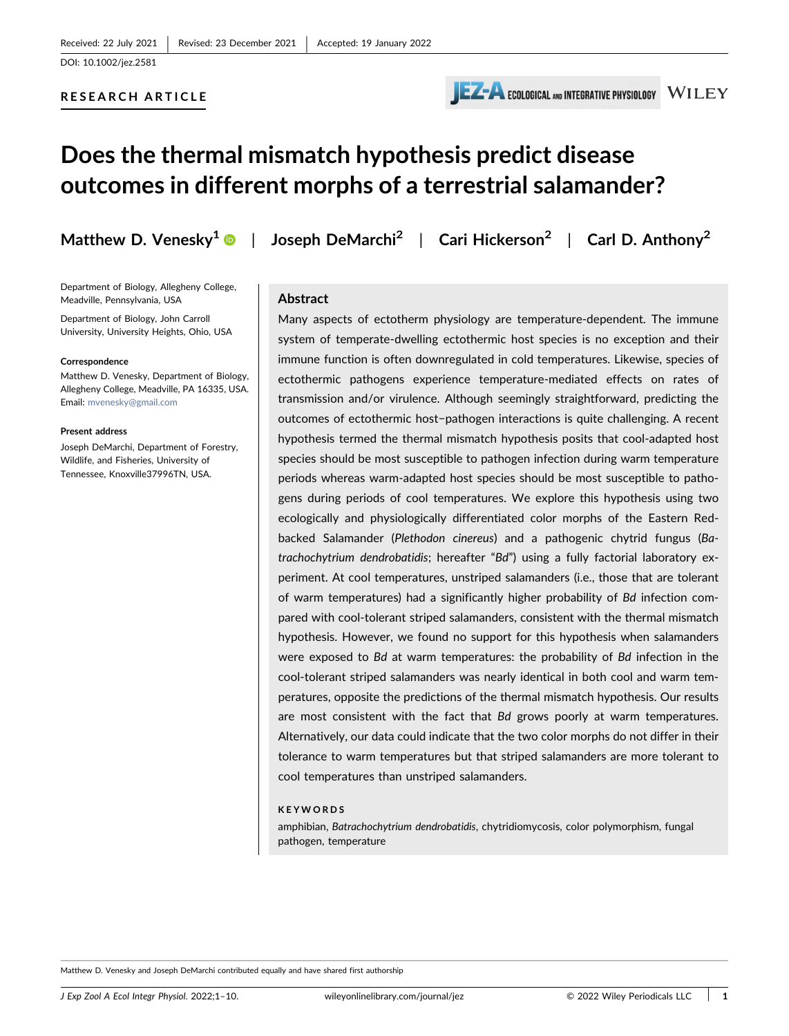Received: 22 July 2021 | Revised: 23 December 2021 | Accepted: 19 January 2022

DOI: 10.1002/jez.2581

**RESEARCH ARTICLE**

# Does the thermal mismatch hypothesis predict disease outcomes in different morphs of a terrestrial salamander?

**Matthew D. Venesky[1]** | **Joseph DeMarchi[2]** | **Cari Hickerson[2]** | **Carl D. Anthony[2]**

Department of Biology, Allegheny College, Meadville, Pennsylvania, USA

Department of Biology, John Carroll University, University Heights, Ohio, USA

**Correspondence**

Matthew D. Venesky, Department of Biology, Allegheny College, Meadville, PA 16335, USA.
Email: mvenesky@gmail.com

**Present address**

Joseph DeMarchi, Department of Forestry, Wildlife, and Fisheries, University of Tennessee, Knoxville37996TN, USA.

## Abstract

Many aspects of ectotherm physiology are temperature-dependent. The immune system of temperate-dwelling ectothermic host species is no exception and their immune function is often downregulated in cold temperatures. Likewise, species of ectothermic pathogens experience temperature-mediated effects on rates of transmission and/or virulence. Although seemingly straightforward, predicting the outcomes of ectothermic host–pathogen interactions is quite challenging. A recent hypothesis termed the thermal mismatch hypothesis posits that cool-adapted host species should be most susceptible to pathogen infection during warm temperature periods whereas warm-adapted host species should be most susceptible to pathogens during periods of cool temperatures. We explore this hypothesis using two ecologically and physiologically differentiated color morphs of the Eastern Red-backed Salamander (*Plethodon cinereus*) and a pathogenic chytrid fungus (*Batrachochytrium dendrobatidis*; hereafter "*Bd*") using a fully factorial laboratory experiment. At cool temperatures, unstriped salamanders (i.e., those that are tolerant of warm temperatures) had a significantly higher probability of *Bd* infection compared with cool-tolerant striped salamanders, consistent with the thermal mismatch hypothesis. However, we found no support for this hypothesis when salamanders were exposed to *Bd* at warm temperatures: the probability of *Bd* infection in the cool-tolerant striped salamanders was nearly identical in both cool and warm temperatures, opposite the predictions of the thermal mismatch hypothesis. Our results are most consistent with the fact that *Bd* grows poorly at warm temperatures. Alternatively, our data could indicate that the two color morphs do not differ in their tolerance to warm temperatures but that striped salamanders are more tolerant to cool temperatures than unstriped salamanders.

**KEYWORDS**

amphibian, *Batrachochytrium dendrobatidis*, chytridiomycosis, color polymorphism, fungal pathogen, temperature

---

Matthew D. Venesky and Joseph DeMarchi contributed equally and have shared first authorship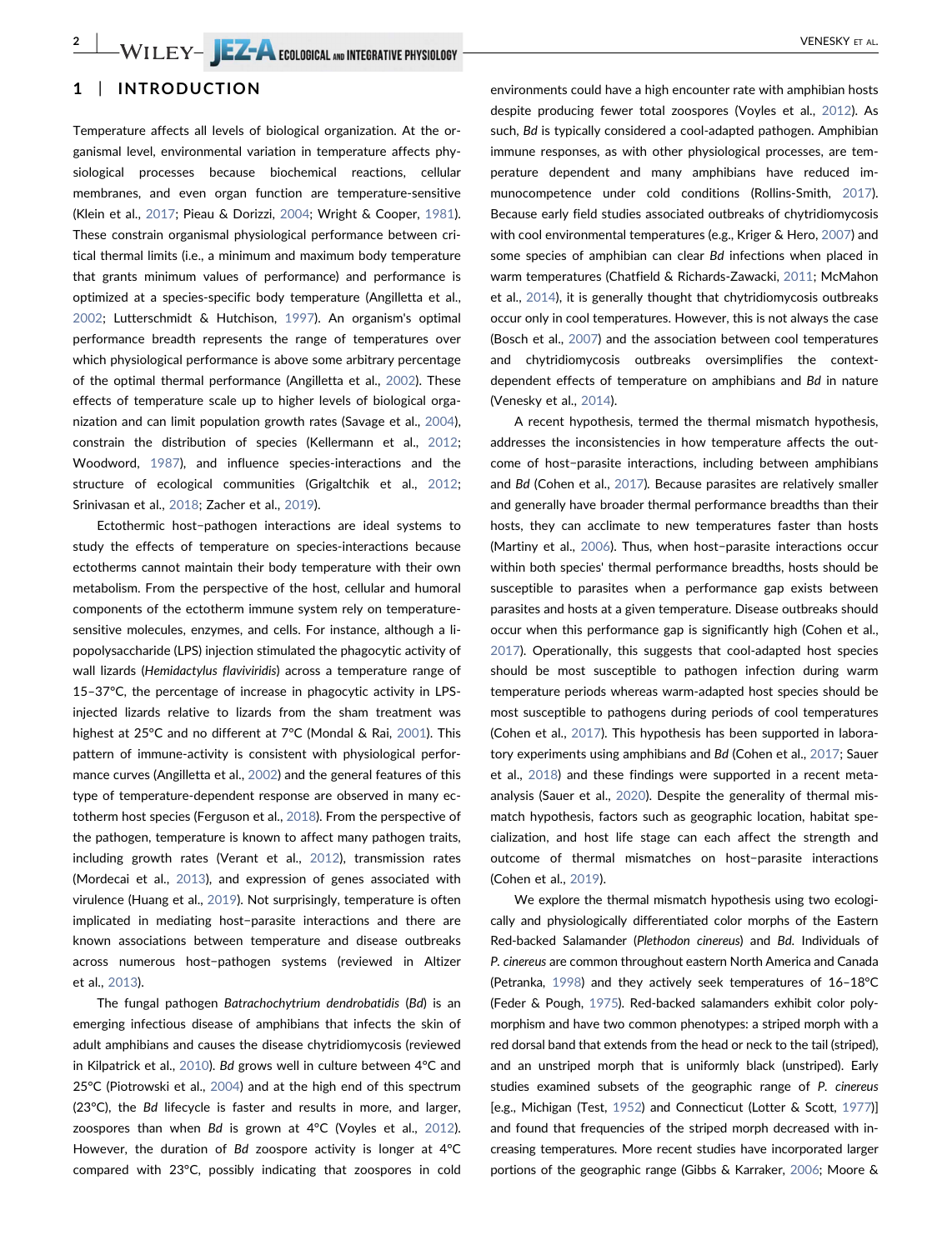## 1 | INTRODUCTION

Temperature affects all levels of biological organization. At the organismal level, environmental variation in temperature affects physiological processes because biochemical reactions, cellular membranes, and even organ function are temperature-sensitive (Klein et al., 2017; Pieau & Dorizzi, 2004; Wright & Cooper, 1981). These constrain organismal physiological performance between critical thermal limits (i.e., a minimum and maximum body temperature that grants minimum values of performance) and performance is optimized at a species-specific body temperature (Angilletta et al., 2002; Lutterschmidt & Hutchison, 1997). An organism's optimal performance breadth represents the range of temperatures over which physiological performance is above some arbitrary percentage of the optimal thermal performance (Angilletta et al., 2002). These effects of temperature scale up to higher levels of biological organization and can limit population growth rates (Savage et al., 2004), constrain the distribution of species (Kellermann et al., 2012; Woodword, 1987), and influence species-interactions and the structure of ecological communities (Grigaltchik et al., 2012; Srinivasan et al., 2018; Zacher et al., 2019).

Ectothermic host–pathogen interactions are ideal systems to study the effects of temperature on species-interactions because ectotherms cannot maintain their body temperature with their own metabolism. From the perspective of the host, cellular and humoral components of the ectotherm immune system rely on temperature-sensitive molecules, enzymes, and cells. For instance, although a lipopolysaccharide (LPS) injection stimulated the phagocytic activity of wall lizards (*Hemidactylus flaviviridis*) across a temperature range of 15–37°C, the percentage of increase in phagocytic activity in LPS-injected lizards relative to lizards from the sham treatment was highest at 25°C and no different at 7°C (Mondal & Rai, 2001). This pattern of immune-activity is consistent with physiological performance curves (Angilletta et al., 2002) and the general features of this type of temperature-dependent response are observed in many ectotherm host species (Ferguson et al., 2018). From the perspective of the pathogen, temperature is known to affect many pathogen traits, including growth rates (Verant et al., 2012), transmission rates (Mordecai et al., 2013), and expression of genes associated with virulence (Huang et al., 2019). Not surprisingly, temperature is often implicated in mediating host–parasite interactions and there are known associations between temperature and disease outbreaks across numerous host–pathogen systems (reviewed in Altizer et al., 2013).

The fungal pathogen *Batrachochytrium dendrobatidis* (*Bd*) is an emerging infectious disease of amphibians that infects the skin of adult amphibians and causes the disease chytridiomycosis (reviewed in Kilpatrick et al., 2010). *Bd* grows well in culture between 4°C and 25°C (Piotrowski et al., 2004) and at the high end of this spectrum (23°C), the *Bd* lifecycle is faster and results in more, and larger, zoospores than when *Bd* is grown at 4°C (Voyles et al., 2012). However, the duration of *Bd* zoospore activity is longer at 4°C compared with 23°C, possibly indicating that zoospores in cold environments could have a high encounter rate with amphibian hosts despite producing fewer total zoospores (Voyles et al., 2012). As such, *Bd* is typically considered a cool-adapted pathogen. Amphibian immune responses, as with other physiological processes, are temperature dependent and many amphibians have reduced immunocompetence under cold conditions (Rollins-Smith, 2017). Because early field studies associated outbreaks of chytridiomycosis with cool environmental temperatures (e.g., Kriger & Hero, 2007) and some species of amphibian can clear *Bd* infections when placed in warm temperatures (Chatfield & Richards-Zawacki, 2011; McMahon et al., 2014), it is generally thought that chytridiomycosis outbreaks occur only in cool temperatures. However, this is not always the case (Bosch et al., 2007) and the association between cool temperatures and chytridiomycosis outbreaks oversimplifies the context-dependent effects of temperature on amphibians and *Bd* in nature (Venesky et al., 2014).

A recent hypothesis, termed the thermal mismatch hypothesis, addresses the inconsistencies in how temperature affects the outcome of host–parasite interactions, including between amphibians and *Bd* (Cohen et al., 2017). Because parasites are relatively smaller and generally have broader thermal performance breadths than their hosts, they can acclimate to new temperatures faster than hosts (Martiny et al., 2006). Thus, when host–parasite interactions occur within both species' thermal performance breadths, hosts should be susceptible to parasites when a performance gap exists between parasites and hosts at a given temperature. Disease outbreaks should occur when this performance gap is significantly high (Cohen et al., 2017). Operationally, this suggests that cool-adapted host species should be most susceptible to pathogen infection during warm temperature periods whereas warm-adapted host species should be most susceptible to pathogens during periods of cool temperatures (Cohen et al., 2017). This hypothesis has been supported in laboratory experiments using amphibians and *Bd* (Cohen et al., 2017; Sauer et al., 2018) and these findings were supported in a recent meta-analysis (Sauer et al., 2020). Despite the generality of thermal mismatch hypothesis, factors such as geographic location, habitat specialization, and host life stage can each affect the strength and outcome of thermal mismatches on host–parasite interactions (Cohen et al., 2019).

We explore the thermal mismatch hypothesis using two ecologically and physiologically differentiated color morphs of the Eastern Red-backed Salamander (*Plethodon cinereus*) and *Bd*. Individuals of *P. cinereus* are common throughout eastern North America and Canada (Petranka, 1998) and they actively seek temperatures of 16–18°C (Feder & Pough, 1975). Red-backed salamanders exhibit color polymorphism and have two common phenotypes: a striped morph with a red dorsal band that extends from the head or neck to the tail (striped), and an unstriped morph that is uniformly black (unstriped). Early studies examined subsets of the geographic range of *P. cinereus* [e.g., Michigan (Test, 1952) and Connecticut (Lotter & Scott, 1977)] and found that frequencies of the striped morph decreased with increasing temperatures. More recent studies have incorporated larger portions of the geographic range (Gibbs & Karraker, 2006; Moore &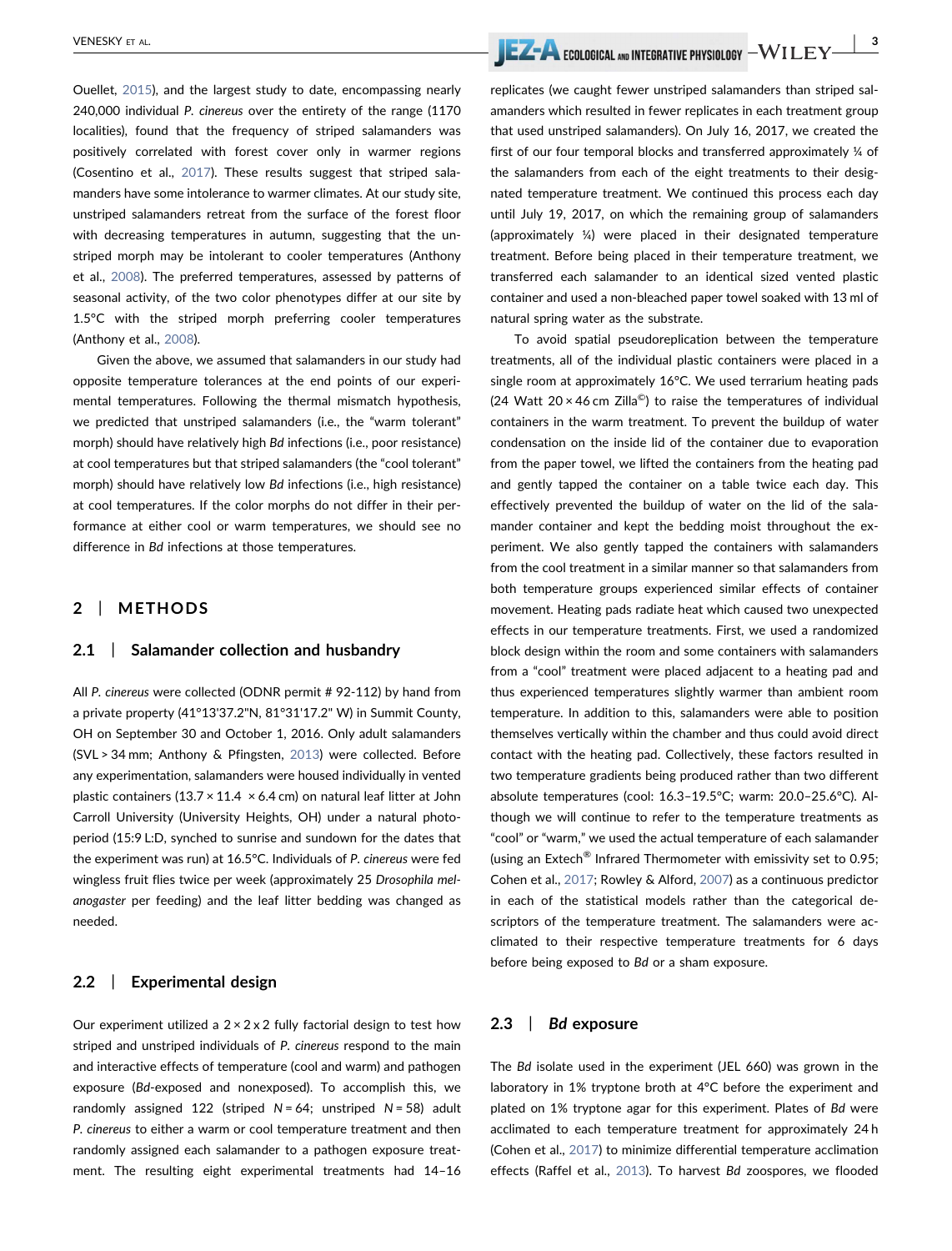Ouellet, 2015), and the largest study to date, encompassing nearly 240,000 individual *P. cinereus* over the entirety of the range (1170 localities), found that the frequency of striped salamanders was positively correlated with forest cover only in warmer regions (Cosentino et al., 2017). These results suggest that striped salamanders have some intolerance to warmer climates. At our study site, unstriped salamanders retreat from the surface of the forest floor with decreasing temperatures in autumn, suggesting that the unstriped morph may be intolerant to cooler temperatures (Anthony et al., 2008). The preferred temperatures, assessed by patterns of seasonal activity, of the two color phenotypes differ at our site by 1.5°C with the striped morph preferring cooler temperatures (Anthony et al., 2008).

Given the above, we assumed that salamanders in our study had opposite temperature tolerances at the end points of our experimental temperatures. Following the thermal mismatch hypothesis, we predicted that unstriped salamanders (i.e., the "warm tolerant" morph) should have relatively high *Bd* infections (i.e., poor resistance) at cool temperatures but that striped salamanders (the "cool tolerant" morph) should have relatively low *Bd* infections (i.e., high resistance) at cool temperatures. If the color morphs do not differ in their performance at either cool or warm temperatures, we should see no difference in *Bd* infections at those temperatures.

## 2 | METHODS

### 2.1 | Salamander collection and husbandry

All *P. cinereus* were collected (ODNR permit # 92-112) by hand from a private property (41°13'37.2"N, 81°31'17.2" W) in Summit County, OH on September 30 and October 1, 2016. Only adult salamanders (SVL > 34 mm; Anthony & Pfingsten, 2013) were collected. Before any experimentation, salamanders were housed individually in vented plastic containers (13.7 × 11.4 × 6.4 cm) on natural leaf litter at John Carroll University (University Heights, OH) under a natural photoperiod (15:9 L:D, synched to sunrise and sundown for the dates that the experiment was run) at 16.5°C. Individuals of *P. cinereus* were fed wingless fruit flies twice per week (approximately 25 *Drosophila melanogaster* per feeding) and the leaf litter bedding was changed as needed.

### 2.2 | Experimental design

Our experiment utilized a 2 × 2 x 2 fully factorial design to test how striped and unstriped individuals of *P. cinereus* respond to the main and interactive effects of temperature (cool and warm) and pathogen exposure (*Bd*-exposed and nonexposed). To accomplish this, we randomly assigned 122 (striped $N = 64$; unstriped $N = 58$) adult *P. cinereus* to either a warm or cool temperature treatment and then randomly assigned each salamander to a pathogen exposure treatment. The resulting eight experimental treatments had 14–16 replicates (we caught fewer unstriped salamanders than striped salamanders which resulted in fewer replicates in each treatment group that used unstriped salamanders). On July 16, 2017, we created the first of our four temporal blocks and transferred approximately ¼ of the salamanders from each of the eight treatments to their designated temperature treatment. We continued this process each day until July 19, 2017, on which the remaining group of salamanders (approximately ¼) were placed in their designated temperature treatment. Before being placed in their temperature treatment, we transferred each salamander to an identical sized vented plastic container and used a non-bleached paper towel soaked with 13 ml of natural spring water as the substrate.

To avoid spatial pseudoreplication between the temperature treatments, all of the individual plastic containers were placed in a single room at approximately 16°C. We used terrarium heating pads (24 Watt 20 × 46 cm Zilla©) to raise the temperatures of individual containers in the warm treatment. To prevent the buildup of water condensation on the inside lid of the container due to evaporation from the paper towel, we lifted the containers from the heating pad and gently tapped the container on a table twice each day. This effectively prevented the buildup of water on the lid of the salamander container and kept the bedding moist throughout the experiment. We also gently tapped the containers with salamanders from the cool treatment in a similar manner so that salamanders from both temperature groups experienced similar effects of container movement. Heating pads radiate heat which caused two unexpected effects in our temperature treatments. First, we used a randomized block design within the room and some containers with salamanders from a "cool" treatment were placed adjacent to a heating pad and thus experienced temperatures slightly warmer than ambient room temperature. In addition to this, salamanders were able to position themselves vertically within the chamber and thus could avoid direct contact with the heating pad. Collectively, these factors resulted in two temperature gradients being produced rather than two different absolute temperatures (cool: 16.3–19.5°C; warm: 20.0–25.6°C). Although we will continue to refer to the temperature treatments as "cool" or "warm," we used the actual temperature of each salamander (using an Extech® Infrared Thermometer with emissivity set to 0.95; Cohen et al., 2017; Rowley & Alford, 2007) as a continuous predictor in each of the statistical models rather than the categorical descriptors of the temperature treatment. The salamanders were acclimated to their respective temperature treatments for 6 days before being exposed to *Bd* or a sham exposure.

### 2.3 | *Bd* exposure

The *Bd* isolate used in the experiment (JEL 660) was grown in the laboratory in 1% tryptone broth at 4°C before the experiment and plated on 1% tryptone agar for this experiment. Plates of *Bd* were acclimated to each temperature treatment for approximately 24 h (Cohen et al., 2017) to minimize differential temperature acclimation effects (Raffel et al., 2013). To harvest *Bd* zoospores, we flooded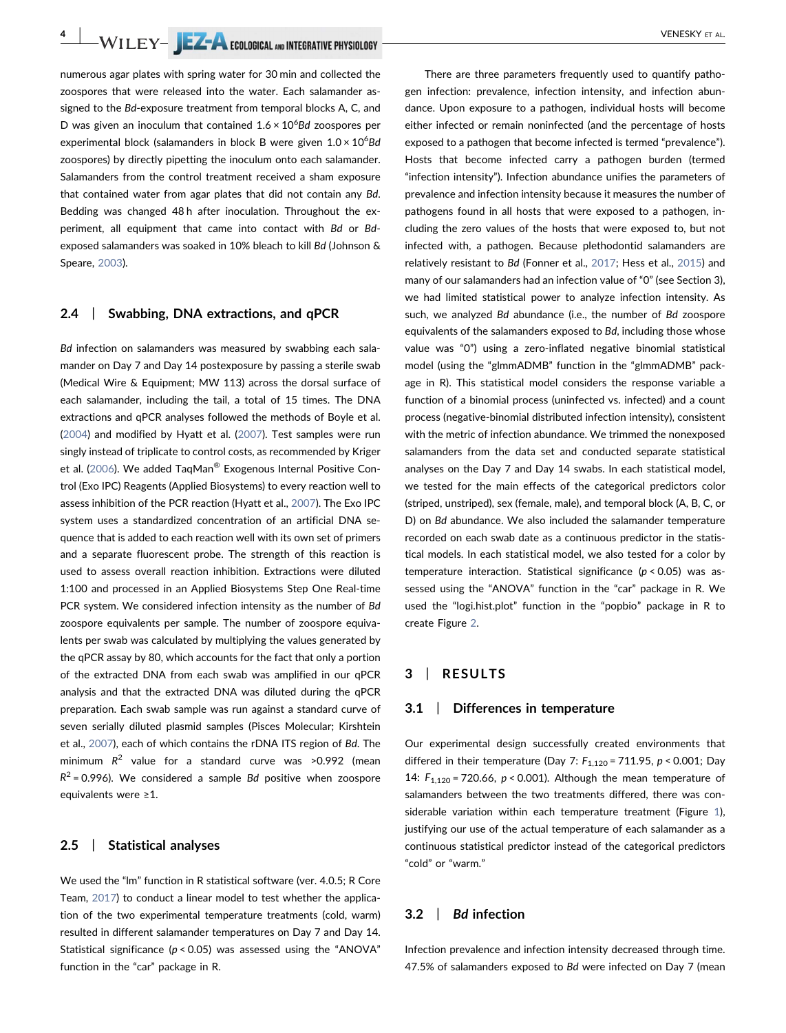numerous agar plates with spring water for 30 min and collected the zoospores that were released into the water. Each salamander assigned to the *Bd*-exposure treatment from temporal blocks A, C, and D was given an inoculum that contained $1.6 \times 10^6$ *Bd* zoospores per experimental block (salamanders in block B were given $1.0 \times 10^6$ *Bd* zoospores) by directly pipetting the inoculum onto each salamander. Salamanders from the control treatment received a sham exposure that contained water from agar plates that did not contain any *Bd*. Bedding was changed 48 h after inoculation. Throughout the experiment, all equipment that came into contact with *Bd* or *Bd*-exposed salamanders was soaked in 10% bleach to kill *Bd* (Johnson & Speare, 2003).

### 2.4 | Swabbing, DNA extractions, and qPCR

*Bd* infection on salamanders was measured by swabbing each salamander on Day 7 and Day 14 postexposure by passing a sterile swab (Medical Wire & Equipment; MW 113) across the dorsal surface of each salamander, including the tail, a total of 15 times. The DNA extractions and qPCR analyses followed the methods of Boyle et al. (2004) and modified by Hyatt et al. (2007). Test samples were run singly instead of triplicate to control costs, as recommended by Kriger et al. (2006). We added TaqMan® Exogenous Internal Positive Control (Exo IPC) Reagents (Applied Biosystems) to every reaction well to assess inhibition of the PCR reaction (Hyatt et al., 2007). The Exo IPC system uses a standardized concentration of an artificial DNA sequence that is added to each reaction well with its own set of primers and a separate fluorescent probe. The strength of this reaction is used to assess overall reaction inhibition. Extractions were diluted 1:100 and processed in an Applied Biosystems Step One Real-time PCR system. We considered infection intensity as the number of *Bd* zoospore equivalents per sample. The number of zoospore equivalents per swab was calculated by multiplying the values generated by the qPCR assay by 80, which accounts for the fact that only a portion of the extracted DNA from each swab was amplified in our qPCR analysis and that the extracted DNA was diluted during the qPCR preparation. Each swab sample was run against a standard curve of seven serially diluted plasmid samples (Pisces Molecular; Kirshtein et al., 2007), each of which contains the rDNA ITS region of *Bd*. The minimum $R^2$ value for a standard curve was >0.992 (mean $R^2 = 0.996$). We considered a sample *Bd* positive when zoospore equivalents were ≥1.

### 2.5 | Statistical analyses

We used the "lm" function in R statistical software (ver. 4.0.5; R Core Team, 2017) to conduct a linear model to test whether the application of the two experimental temperature treatments (cold, warm) resulted in different salamander temperatures on Day 7 and Day 14. Statistical significance ($p < 0.05$) was assessed using the "ANOVA" function in the "car" package in R.

There are three parameters frequently used to quantify pathogen infection: prevalence, infection intensity, and infection abundance. Upon exposure to a pathogen, individual hosts will become either infected or remain noninfected (and the percentage of hosts exposed to a pathogen that become infected is termed "prevalence"). Hosts that become infected carry a pathogen burden (termed "infection intensity"). Infection abundance unifies the parameters of prevalence and infection intensity because it measures the number of pathogens found in all hosts that were exposed to a pathogen, including the zero values of the hosts that were exposed to, but not infected with, a pathogen. Because plethodontid salamanders are relatively resistant to *Bd* (Fonner et al., 2017; Hess et al., 2015) and many of our salamanders had an infection value of "0" (see Section 3), we had limited statistical power to analyze infection intensity. As such, we analyzed *Bd* abundance (i.e., the number of *Bd* zoospore equivalents of the salamanders exposed to *Bd*, including those whose value was "0") using a zero-inflated negative binomial statistical model (using the "glmmADMB" function in the "glmmADMB" package in R). This statistical model considers the response variable a function of a binomial process (uninfected vs. infected) and a count process (negative-binomial distributed infection intensity), consistent with the metric of infection abundance. We trimmed the nonexposed salamanders from the data set and conducted separate statistical analyses on the Day 7 and Day 14 swabs. In each statistical model, we tested for the main effects of the categorical predictors color (striped, unstriped), sex (female, male), and temporal block (A, B, C, or D) on *Bd* abundance. We also included the salamander temperature recorded on each swab date as a continuous predictor in the statistical models. In each statistical model, we also tested for a color by temperature interaction. Statistical significance ($p < 0.05$) was assessed using the "ANOVA" function in the "car" package in R. We used the "logi.hist.plot" function in the "popbio" package in R to create Figure 2.

## 3 | RESULTS

### 3.1 | Differences in temperature

Our experimental design successfully created environments that differed in their temperature (Day 7: $F_{1,120} = 711.95$, $p < 0.001$; Day 14: $F_{1,120} = 720.66$, $p < 0.001$). Although the mean temperature of salamanders between the two treatments differed, there was considerable variation within each temperature treatment (Figure 1), justifying our use of the actual temperature of each salamander as a continuous statistical predictor instead of the categorical predictors "cold" or "warm."

### 3.2 | *Bd* infection

Infection prevalence and infection intensity decreased through time. 47.5% of salamanders exposed to *Bd* were infected on Day 7 (mean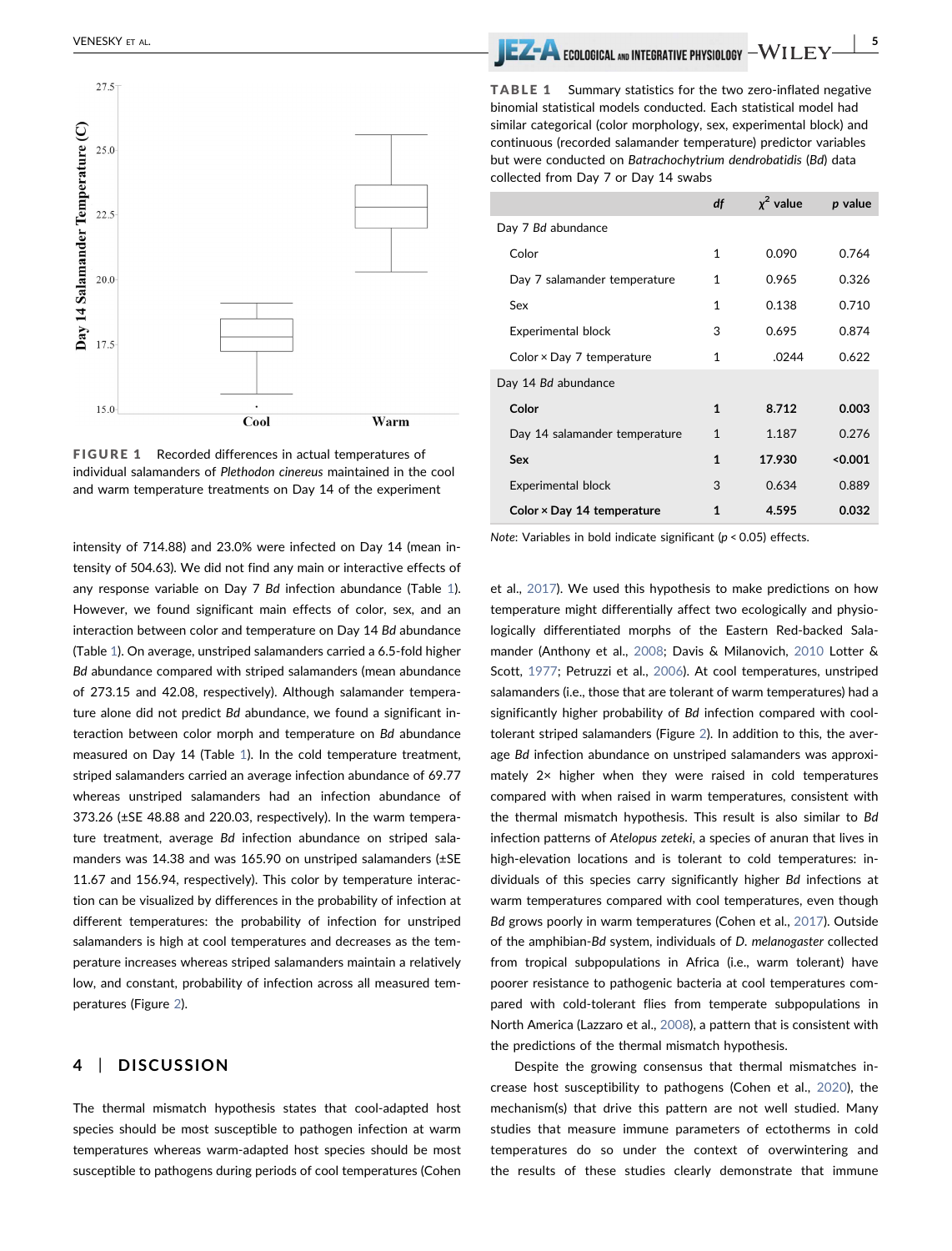FIGURE 1 Recorded differences in actual temperatures of individual salamanders of *Plethodon cinereus* maintained in the cool and warm temperature treatments on Day 14 of the experiment

intensity of 714.88) and 23.0% were infected on Day 14 (mean intensity of 504.63). We did not find any main or interactive effects of any response variable on Day 7 *Bd* infection abundance (Table 1). However, we found significant main effects of color, sex, and an interaction between color and temperature on Day 14 *Bd* abundance (Table 1). On average, unstriped salamanders carried a 6.5-fold higher *Bd* abundance compared with striped salamanders (mean abundance of 273.15 and 42.08, respectively). Although salamander temperature alone did not predict *Bd* abundance, we found a significant interaction between color morph and temperature on *Bd* abundance measured on Day 14 (Table 1). In the cold temperature treatment, striped salamanders carried an average infection abundance of 69.77 whereas unstriped salamanders had an infection abundance of 373.26 (±SE 48.88 and 220.03, respectively). In the warm temperature treatment, average *Bd* infection abundance on striped salamanders was 14.38 and was 165.90 on unstriped salamanders (±SE 11.67 and 156.94, respectively). This color by temperature interaction can be visualized by differences in the probability of infection at different temperatures: the probability of infection for unstriped salamanders is high at cool temperatures and decreases as the temperature increases whereas striped salamanders maintain a relatively low, and constant, probability of infection across all measured temperatures (Figure 2).

**TABLE 1** Summary statistics for the two zero-inflated negative binomial statistical models conducted. Each statistical model had similar categorical (color morphology, sex, experimental block) and continuous (recorded salamander temperature) predictor variables but were conducted on *Batrachochytrium dendrobatidis* (*Bd*) data collected from Day 7 or Day 14 swabs

| | *df* | $\chi^2$ value | *p* value |
|---|---|---|---|
| Day 7 *Bd* abundance | | | |
| Color | 1 | 0.090 | 0.764 |
| Day 7 salamander temperature | 1 | 0.965 | 0.326 |
| Sex | 1 | 0.138 | 0.710 |
| Experimental block | 3 | 0.695 | 0.874 |
| Color × Day 7 temperature | 1 | .0244 | 0.622 |
| Day 14 *Bd* abundance | | | |
| **Color** | **1** | **8.712** | **0.003** |
| Day 14 salamander temperature | 1 | 1.187 | 0.276 |
| **Sex** | **1** | **17.930** | **<0.001** |
| Experimental block | 3 | 0.634 | 0.889 |
| **Color × Day 14 temperature** | **1** | **4.595** | **0.032** |

*Note*: Variables in bold indicate significant ($p < 0.05$) effects.

## 4 | DISCUSSION

The thermal mismatch hypothesis states that cool-adapted host species should be most susceptible to pathogen infection at warm temperatures whereas warm-adapted host species should be most susceptible to pathogens during periods of cool temperatures (Cohen et al., 2017). We used this hypothesis to make predictions on how temperature might differentially affect two ecologically and physiologically differentiated morphs of the Eastern Red-backed Salamander (Anthony et al., 2008; Davis & Milanovich, 2010 Lotter & Scott, 1977; Petruzzi et al., 2006). At cool temperatures, unstriped salamanders (i.e., those that are tolerant of warm temperatures) had a significantly higher probability of *Bd* infection compared with cool-tolerant striped salamanders (Figure 2). In addition to this, the average *Bd* infection abundance on unstriped salamanders was approximately 2× higher when they were raised in cold temperatures compared with when raised in warm temperatures, consistent with the thermal mismatch hypothesis. This result is also similar to *Bd* infection patterns of *Atelopus zeteki*, a species of anuran that lives in high-elevation locations and is tolerant to cold temperatures: individuals of this species carry significantly higher *Bd* infections at warm temperatures compared with cool temperatures, even though *Bd* grows poorly in warm temperatures (Cohen et al., 2017). Outside of the amphibian-*Bd* system, individuals of *D. melanogaster* collected from tropical subpopulations in Africa (i.e., warm tolerant) have poorer resistance to pathogenic bacteria at cool temperatures compared with cold-tolerant flies from temperate subpopulations in North America (Lazzaro et al., 2008), a pattern that is consistent with the predictions of the thermal mismatch hypothesis.

Despite the growing consensus that thermal mismatches increase host susceptibility to pathogens (Cohen et al., 2020), the mechanism(s) that drive this pattern are not well studied. Many studies that measure immune parameters of ectotherms in cold temperatures do so under the context of overwintering and the results of these studies clearly demonstrate that immune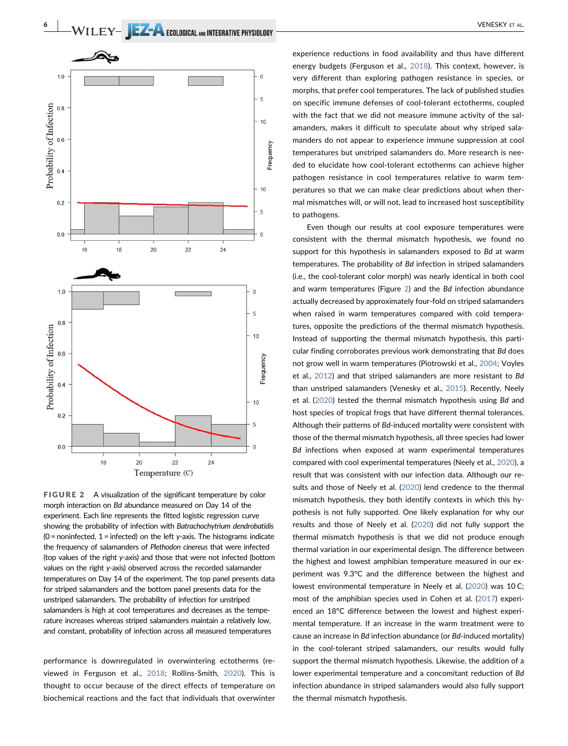FIGURE 2 A visualization of the significant temperature by color morph interaction on *Bd* abundance measured on Day 14 of the experiment. Each line represents the fitted logistic regression curve showing the probability of infection with *Batrachochytrium dendrobatidis* (0 = noninfected, 1 = infected) on the left *y*-axis. The histograms indicate the frequency of salamanders of *Plethodon cinereus* that were infected (top values of the right *y*-axis) and those that were not infected (bottom values on the right *y*-axis) observed across the recorded salamander temperatures on Day 14 of the experiment. The top panel presents data for striped salamanders and the bottom panel presents data for the unstriped salamanders. The probability of infection for unstriped salamanders is high at cool temperatures and decreases as the temperature increases whereas striped salamanders maintain a relatively low, and constant, probability of infection across all measured temperatures

performance is downregulated in overwintering ectotherms (reviewed in Ferguson et al., 2018; Rollins-Smith, 2020). This is thought to occur because of the direct effects of temperature on biochemical reactions and the fact that individuals that overwinter experience reductions in food availability and thus have different energy budgets (Ferguson et al., 2018). This context, however, is very different than exploring pathogen resistance in species, or morphs, that prefer cool temperatures. The lack of published studies on specific immune defenses of cool-tolerant ectotherms, coupled with the fact that we did not measure immune activity of the salamanders, makes it difficult to speculate about why striped salamanders do not appear to experience immune suppression at cool temperatures but unstriped salamanders do. More research is needed to elucidate how cool-tolerant ectotherms can achieve higher pathogen resistance in cool temperatures relative to warm temperatures so that we can make clear predictions about when thermal mismatches will, or will not, lead to increased host susceptibility to pathogens.

Even though our results at cool exposure temperatures were consistent with the thermal mismatch hypothesis, we found no support for this hypothesis in salamanders exposed to *Bd* at warm temperatures. The probability of *Bd* infection in striped salamanders (i.e., the cool-tolerant color morph) was nearly identical in both cool and warm temperatures (Figure 2) and the *Bd* infection abundance actually decreased by approximately four-fold on striped salamanders when raised in warm temperatures compared with cold temperatures, opposite the predictions of the thermal mismatch hypothesis. Instead of supporting the thermal mismatch hypothesis, this particular finding corroborates previous work demonstrating that *Bd* does not grow well in warm temperatures (Piotrowski et al., 2004; Voyles et al., 2012) and that striped salamanders are more resistant to *Bd* than unstriped salamanders (Venesky et al., 2015). Recently, Neely et al. (2020) tested the thermal mismatch hypothesis using *Bd* and host species of tropical frogs that have different thermal tolerances. Although their patterns of *Bd*-induced mortality were consistent with those of the thermal mismatch hypothesis, all three species had lower *Bd* infections when exposed at warm experimental temperatures compared with cool experimental temperatures (Neely et al., 2020), a result that was consistent with our infection data. Although our results and those of Neely et al. (2020) lend credence to the thermal mismatch hypothesis, they both identify contexts in which this hypothesis is not fully supported. One likely explanation for why our results and those of Neely et al. (2020) did not fully support the thermal mismatch hypothesis is that we did not produce enough thermal variation in our experimental design. The difference between the highest and lowest amphibian temperature measured in our experiment was 9.3°C and the difference between the highest and lowest environmental temperature in Neely et al. (2020) was 10 C; most of the amphibian species used in Cohen et al. (2017) experienced an 18°C difference between the lowest and highest experimental temperature. If an increase in the warm treatment were to cause an increase in *Bd* infection abundance (or *Bd*-induced mortality) in the cool-tolerant striped salamanders, our results would fully support the thermal mismatch hypothesis. Likewise, the addition of a lower experimental temperature and a concomitant reduction of *Bd* infection abundance in striped salamanders would also fully support the thermal mismatch hypothesis.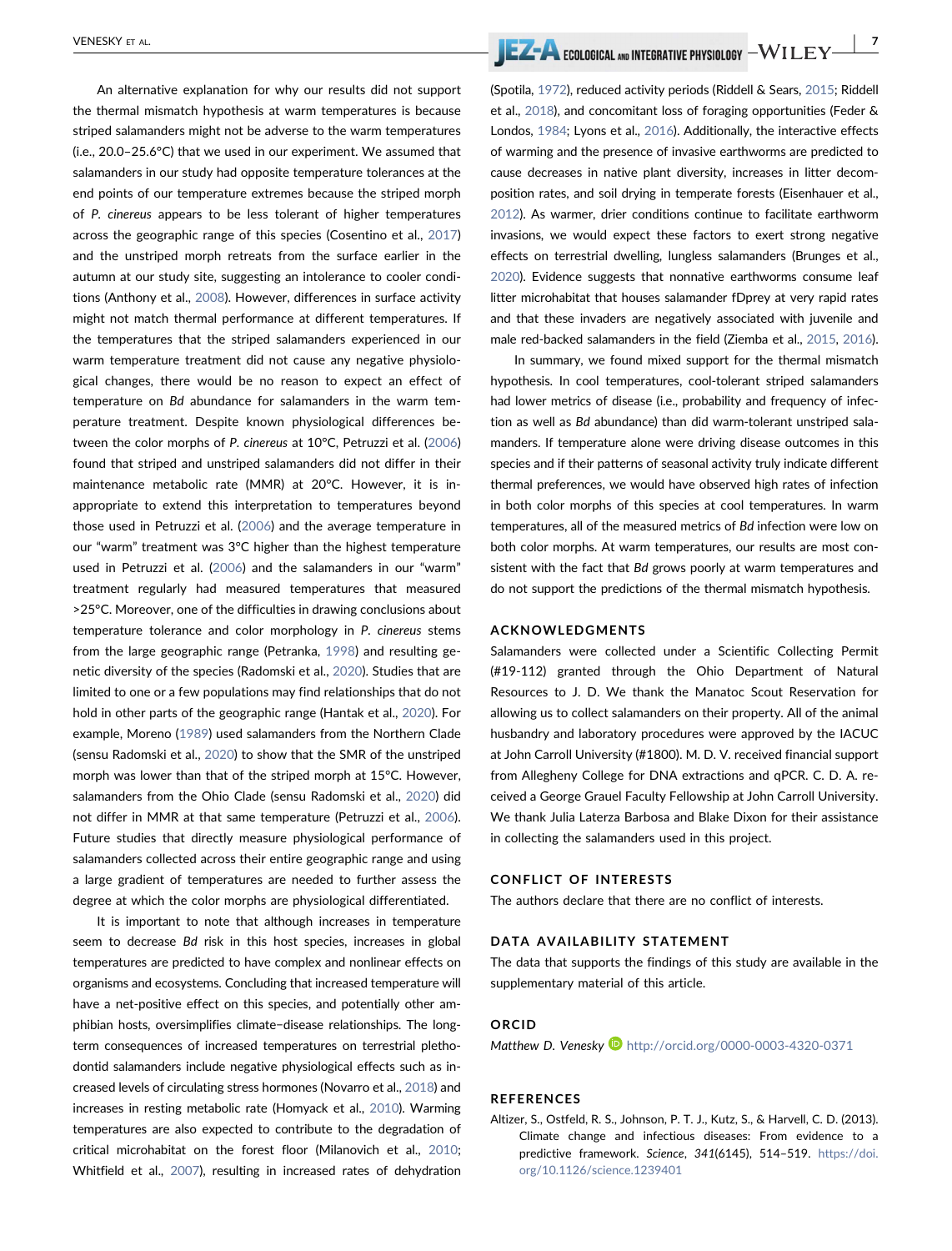An alternative explanation for why our results did not support the thermal mismatch hypothesis at warm temperatures is because striped salamanders might not be adverse to the warm temperatures (i.e., 20.0–25.6°C) that we used in our experiment. We assumed that salamanders in our study had opposite temperature tolerances at the end points of our temperature extremes because the striped morph of *P. cinereus* appears to be less tolerant of higher temperatures across the geographic range of this species (Cosentino et al., 2017) and the unstriped morph retreats from the surface earlier in the autumn at our study site, suggesting an intolerance to cooler conditions (Anthony et al., 2008). However, differences in surface activity might not match thermal performance at different temperatures. If the temperatures that the striped salamanders experienced in our warm temperature treatment did not cause any negative physiological changes, there would be no reason to expect an effect of temperature on *Bd* abundance for salamanders in the warm temperature treatment. Despite known physiological differences between the color morphs of *P. cinereus* at 10°C, Petruzzi et al. (2006) found that striped and unstriped salamanders did not differ in their maintenance metabolic rate (MMR) at 20°C. However, it is inappropriate to extend this interpretation to temperatures beyond those used in Petruzzi et al. (2006) and the average temperature in our "warm" treatment was 3°C higher than the highest temperature used in Petruzzi et al. (2006) and the salamanders in our "warm" treatment regularly had measured temperatures that measured >25°C. Moreover, one of the difficulties in drawing conclusions about temperature tolerance and color morphology in *P. cinereus* stems from the large geographic range (Petranka, 1998) and resulting genetic diversity of the species (Radomski et al., 2020). Studies that are limited to one or a few populations may find relationships that do not hold in other parts of the geographic range (Hantak et al., 2020). For example, Moreno (1989) used salamanders from the Northern Clade (sensu Radomski et al., 2020) to show that the SMR of the unstriped morph was lower than that of the striped morph at 15°C. However, salamanders from the Ohio Clade (sensu Radomski et al., 2020) did not differ in MMR at that same temperature (Petruzzi et al., 2006). Future studies that directly measure physiological performance of salamanders collected across their entire geographic range and using a large gradient of temperatures are needed to further assess the degree at which the color morphs are physiological differentiated.

It is important to note that although increases in temperature seem to decrease *Bd* risk in this host species, increases in global temperatures are predicted to have complex and nonlinear effects on organisms and ecosystems. Concluding that increased temperature will have a net-positive effect on this species, and potentially other amphibian hosts, oversimplifies climate–disease relationships. The long-term consequences of increased temperatures on terrestrial plethodontid salamanders include negative physiological effects such as increased levels of circulating stress hormones (Novarro et al., 2018) and increases in resting metabolic rate (Homyack et al., 2010). Warming temperatures are also expected to contribute to the degradation of critical microhabitat on the forest floor (Milanovich et al., 2010; Whitfield et al., 2007), resulting in increased rates of dehydration (Spotila, 1972), reduced activity periods (Riddell & Sears, 2015; Riddell et al., 2018), and concomitant loss of foraging opportunities (Feder & Londos, 1984; Lyons et al., 2016). Additionally, the interactive effects of warming and the presence of invasive earthworms are predicted to cause decreases in native plant diversity, increases in litter decomposition rates, and soil drying in temperate forests (Eisenhauer et al., 2012). As warmer, drier conditions continue to facilitate earthworm invasions, we would expect these factors to exert strong negative effects on terrestrial dwelling, lungless salamanders (Brunges et al., 2020). Evidence suggests that nonnative earthworms consume leaf litter microhabitat that houses salamander fDprey at very rapid rates and that these invaders are negatively associated with juvenile and male red-backed salamanders in the field (Ziemba et al., 2015, 2016).

In summary, we found mixed support for the thermal mismatch hypothesis. In cool temperatures, cool-tolerant striped salamanders had lower metrics of disease (i.e., probability and frequency of infection as well as *Bd* abundance) than did warm-tolerant unstriped salamanders. If temperature alone were driving disease outcomes in this species and if their patterns of seasonal activity truly indicate different thermal preferences, we would have observed high rates of infection in both color morphs of this species at cool temperatures. In warm temperatures, all of the measured metrics of *Bd* infection were low on both color morphs. At warm temperatures, our results are most consistent with the fact that *Bd* grows poorly at warm temperatures and do not support the predictions of the thermal mismatch hypothesis.

## ACKNOWLEDGMENTS

Salamanders were collected under a Scientific Collecting Permit (#19-112) granted through the Ohio Department of Natural Resources to J. D. We thank the Manatoc Scout Reservation for allowing us to collect salamanders on their property. All of the animal husbandry and laboratory procedures were approved by the IACUC at John Carroll University (#1800). M. D. V. received financial support from Allegheny College for DNA extractions and qPCR. C. D. A. received a George Grauel Faculty Fellowship at John Carroll University. We thank Julia Laterza Barbosa and Blake Dixon for their assistance in collecting the salamanders used in this project.

## CONFLICT OF INTERESTS

The authors declare that there are no conflict of interests.

## DATA AVAILABILITY STATEMENT

The data that supports the findings of this study are available in the supplementary material of this article.

## ORCID

*Matthew D. Venesky* http://orcid.org/0000-0003-4320-0371

## REFERENCES

Altizer, S., Ostfeld, R. S., Johnson, P. T. J., Kutz, S., & Harvell, C. D. (2013). Climate change and infectious diseases: From evidence to a predictive framework. *Science*, *341*(6145), 514–519. https://doi.org/10.1126/science.1239401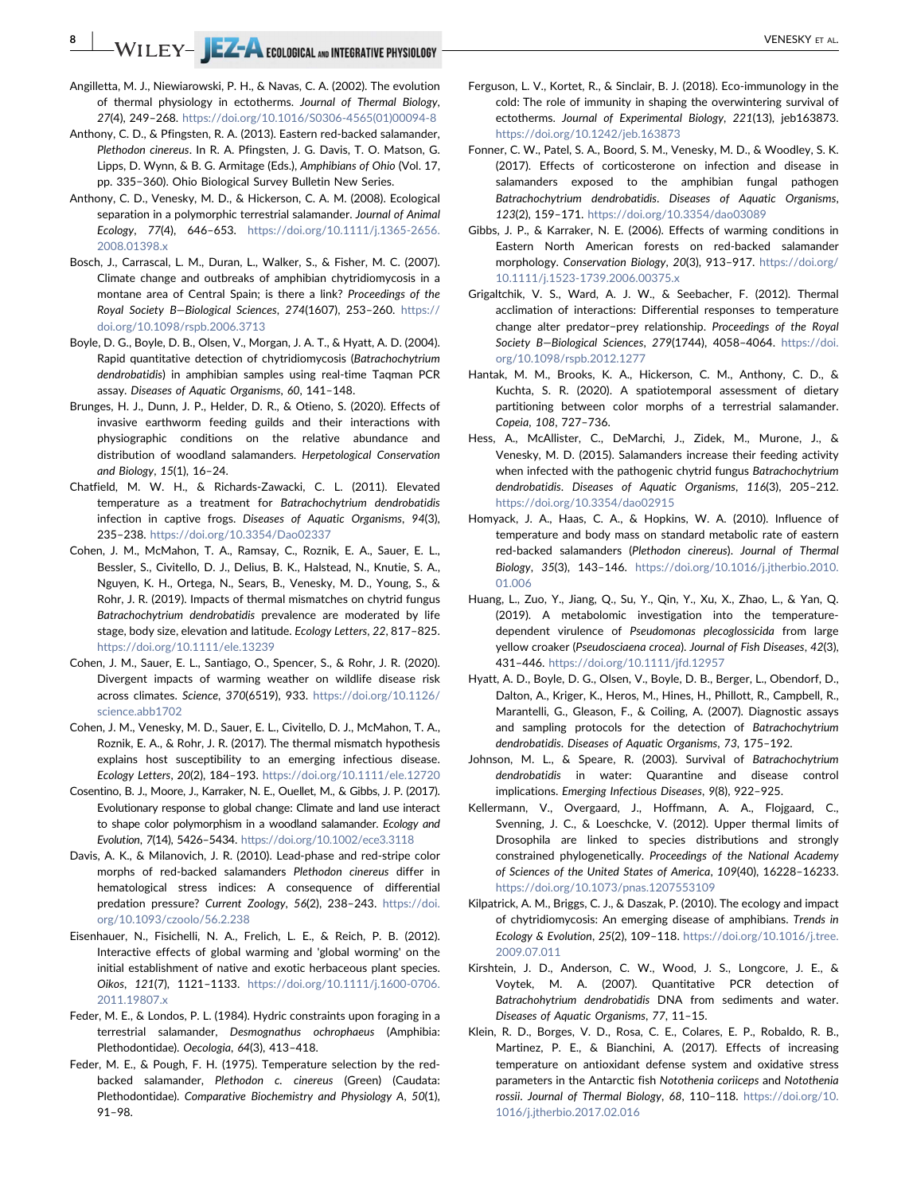Angilletta, M. J., Niewiarowski, P. H., & Navas, C. A. (2002). The evolution of thermal physiology in ectotherms. *Journal of Thermal Biology*, *27*(4), 249–268. https://doi.org/10.1016/S0306-4565(01)00094-8

Anthony, C. D., & Pfingsten, R. A. (2013). Eastern red-backed salamander, *Plethodon cinereus*. In R. A. Pfingsten, J. G. Davis, T. O. Matson, G. Lipps, D. Wynn, & B. G. Armitage (Eds.), *Amphibians of Ohio* (Vol. 17, pp. 335–360). Ohio Biological Survey Bulletin New Series.

Anthony, C. D., Venesky, M. D., & Hickerson, C. A. M. (2008). Ecological separation in a polymorphic terrestrial salamander. *Journal of Animal Ecology*, *77*(4), 646–653. https://doi.org/10.1111/j.1365-2656.2008.01398.x

Bosch, J., Carrascal, L. M., Duran, L., Walker, S., & Fisher, M. C. (2007). Climate change and outbreaks of amphibian chytridiomycosis in a montane area of Central Spain; is there a link? *Proceedings of the Royal Society B—Biological Sciences*, *274*(1607), 253–260. https://doi.org/10.1098/rspb.2006.3713

Boyle, D. G., Boyle, D. B., Olsen, V., Morgan, J. A. T., & Hyatt, A. D. (2004). Rapid quantitative detection of chytridiomycosis (*Batrachochytrium dendrobatidis*) in amphibian samples using real-time Taqman PCR assay. *Diseases of Aquatic Organisms*, *60*, 141–148.

Brunges, H. J., Dunn, J. P., Helder, D. R., & Otieno, S. (2020). Effects of invasive earthworm feeding guilds and their interactions with physiographic conditions on the relative abundance and distribution of woodland salamanders. *Herpetological Conservation and Biology*, *15*(1), 16–24.

Chatfield, M. W. H., & Richards-Zawacki, C. L. (2011). Elevated temperature as a treatment for *Batrachochytrium dendrobatidis* infection in captive frogs. *Diseases of Aquatic Organisms*, *94*(3), 235–238. https://doi.org/10.3354/Dao02337

Cohen, J. M., McMahon, T. A., Ramsay, C., Roznik, E. A., Sauer, E. L., Bessler, S., Civitello, D. J., Delius, B. K., Halstead, N., Knutie, S. A., Nguyen, K. H., Ortega, N., Sears, B., Venesky, M. D., Young, S., & Rohr, J. R. (2019). Impacts of thermal mismatches on chytrid fungus *Batrachochytrium dendrobatidis* prevalence are moderated by life stage, body size, elevation and latitude. *Ecology Letters*, *22*, 817–825. https://doi.org/10.1111/ele.13239

Cohen, J. M., Sauer, E. L., Santiago, O., Spencer, S., & Rohr, J. R. (2020). Divergent impacts of warming weather on wildlife disease risk across climates. *Science*, *370*(6519), 933. https://doi.org/10.1126/science.abb1702

Cohen, J. M., Venesky, M. D., Sauer, E. L., Civitello, D. J., McMahon, T. A., Roznik, E. A., & Rohr, J. R. (2017). The thermal mismatch hypothesis explains host susceptibility to an emerging infectious disease. *Ecology Letters*, *20*(2), 184–193. https://doi.org/10.1111/ele.12720

Cosentino, B. J., Moore, J., Karraker, N. E., Ouellet, M., & Gibbs, J. P. (2017). Evolutionary response to global change: Climate and land use interact to shape color polymorphism in a woodland salamander. *Ecology and Evolution*, *7*(14), 5426–5434. https://doi.org/10.1002/ece3.3118

Davis, A. K., & Milanovich, J. R. (2010). Lead-phase and red-stripe color morphs of red-backed salamanders *Plethodon cinereus* differ in hematological stress indices: A consequence of differential predation pressure? *Current Zoology*, *56*(2), 238–243. https://doi.org/10.1093/czoolo/56.2.238

Eisenhauer, N., Fisichelli, N. A., Frelich, L. E., & Reich, P. B. (2012). Interactive effects of global warming and 'global worming' on the initial establishment of native and exotic herbaceous plant species. *Oikos*, *121*(7), 1121–1133. https://doi.org/10.1111/j.1600-0706.2011.19807.x

Feder, M. E., & Londos, P. L. (1984). Hydric constraints upon foraging in a terrestrial salamander, *Desmognathus ochrophaeus* (Amphibia: Plethodontidae). *Oecologia*, *64*(3), 413–418.

Feder, M. E., & Pough, F. H. (1975). Temperature selection by the red-backed salamander, *Plethodon c. cinereus* (Green) (Caudata: Plethodontidae). *Comparative Biochemistry and Physiology A*, *50*(1), 91–98.

Ferguson, L. V., Kortet, R., & Sinclair, B. J. (2018). Eco-immunology in the cold: The role of immunity in shaping the overwintering survival of ectotherms. *Journal of Experimental Biology*, *221*(13), jeb163873. https://doi.org/10.1242/jeb.163873

Fonner, C. W., Patel, S. A., Boord, S. M., Venesky, M. D., & Woodley, S. K. (2017). Effects of corticosterone on infection and disease in salamanders exposed to the amphibian fungal pathogen *Batrachochytrium dendrobatidis*. *Diseases of Aquatic Organisms*, *123*(2), 159–171. https://doi.org/10.3354/dao03089

Gibbs, J. P., & Karraker, N. E. (2006). Effects of warming conditions in Eastern North American forests on red-backed salamander morphology. *Conservation Biology*, *20*(3), 913–917. https://doi.org/10.1111/j.1523-1739.2006.00375.x

Grigaltchik, V. S., Ward, A. J. W., & Seebacher, F. (2012). Thermal acclimation of interactions: Differential responses to temperature change alter predator–prey relationship. *Proceedings of the Royal Society B—Biological Sciences*, *279*(1744), 4058–4064. https://doi.org/10.1098/rspb.2012.1277

Hantak, M. M., Brooks, K. A., Hickerson, C. M., Anthony, C. D., & Kuchta, S. R. (2020). A spatiotemporal assessment of dietary partitioning between color morphs of a terrestrial salamander. *Copeia*, *108*, 727–736.

Hess, A., McAllister, C., DeMarchi, J., Zidek, M., Murone, J., & Venesky, M. D. (2015). Salamanders increase their feeding activity when infected with the pathogenic chytrid fungus *Batrachochytrium dendrobatidis*. *Diseases of Aquatic Organisms*, *116*(3), 205–212. https://doi.org/10.3354/dao02915

Homyack, J. A., Haas, C. A., & Hopkins, W. A. (2010). Influence of temperature and body mass on standard metabolic rate of eastern red-backed salamanders (*Plethodon cinereus*). *Journal of Thermal Biology*, *35*(3), 143–146. https://doi.org/10.1016/j.jtherbio.2010.01.006

Huang, L., Zuo, Y., Jiang, Q., Su, Y., Qin, Y., Xu, X., Zhao, L., & Yan, Q. (2019). A metabolomic investigation into the temperature-dependent virulence of *Pseudomonas plecoglossicida* from large yellow croaker (*Pseudosciaena crocea*). *Journal of Fish Diseases*, *42*(3), 431–446. https://doi.org/10.1111/jfd.12957

Hyatt, A. D., Boyle, D. G., Olsen, V., Boyle, D. B., Berger, L., Obendorf, D., Dalton, A., Kriger, K., Heros, M., Hines, H., Phillott, R., Campbell, R., Marantelli, G., Gleason, F., & Coiling, A. (2007). Diagnostic assays and sampling protocols for the detection of *Batrachochytrium dendrobatidis*. *Diseases of Aquatic Organisms*, *73*, 175–192.

Johnson, M. L., & Speare, R. (2003). Survival of *Batrachochytrium dendrobatidis* in water: Quarantine and disease control implications. *Emerging Infectious Diseases*, *9*(8), 922–925.

Kellermann, V., Overgaard, J., Hoffmann, A. A., Flojgaard, C., Svenning, J. C., & Loeschcke, V. (2012). Upper thermal limits of Drosophila are linked to species distributions and strongly constrained phylogenetically. *Proceedings of the National Academy of Sciences of the United States of America*, *109*(40), 16228–16233. https://doi.org/10.1073/pnas.1207553109

Kilpatrick, A. M., Briggs, C. J., & Daszak, P. (2010). The ecology and impact of chytridiomycosis: An emerging disease of amphibians. *Trends in Ecology & Evolution*, *25*(2), 109–118. https://doi.org/10.1016/j.tree.2009.07.011

Kirshtein, J. D., Anderson, C. W., Wood, J. S., Longcore, J. E., & Voytek, M. A. (2007). Quantitative PCR detection of *Batrachohytrium dendrobatidis* DNA from sediments and water. *Diseases of Aquatic Organisms*, *77*, 11–15.

Klein, R. D., Borges, V. D., Rosa, C. E., Colares, E. P., Robaldo, R. B., Martinez, P. E., & Bianchini, A. (2017). Effects of increasing temperature on antioxidant defense system and oxidative stress parameters in the Antarctic fish *Notothenia coriiceps* and *Notothenia rossii*. *Journal of Thermal Biology*, *68*, 110–118. https://doi.org/10.1016/j.jtherbio.2017.02.016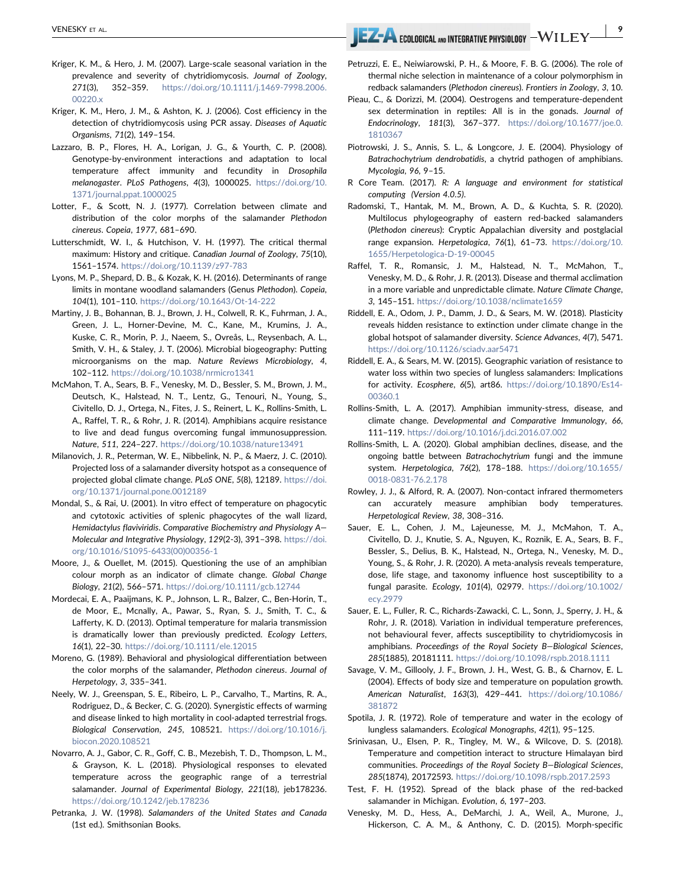Kriger, K. M., & Hero, J. M. (2007). Large-scale seasonal variation in the prevalence and severity of chytridiomycosis. *Journal of Zoology*, *271*(3), 352–359. https://doi.org/10.1111/j.1469-7998.2006.00220.x

Kriger, K. M., Hero, J. M., & Ashton, K. J. (2006). Cost efficiency in the detection of chytridiomycosis using PCR assay. *Diseases of Aquatic Organisms*, *71*(2), 149–154.

Lazzaro, B. P., Flores, H. A., Lorigan, J. G., & Yourth, C. P. (2008). Genotype-by-environment interactions and adaptation to local temperature affect immunity and fecundity in *Drosophila melanogaster*. *PLoS Pathogens*, *4*(3), 1000025. https://doi.org/10.1371/journal.ppat.1000025

Lotter, F., & Scott, N. J. (1977). Correlation between climate and distribution of the color morphs of the salamander *Plethodon cinereus*. *Copeia*, *1977*, 681–690.

Lutterschmidt, W. I., & Hutchison, V. H. (1997). The critical thermal maximum: History and critique. *Canadian Journal of Zoology*, *75*(10), 1561–1574. https://doi.org/10.1139/z97-783

Lyons, M. P., Shepard, D. B., & Kozak, K. H. (2016). Determinants of range limits in montane woodland salamanders (Genus *Plethodon*). *Copeia*, *104*(1), 101–110. https://doi.org/10.1643/Ot-14-222

Martiny, J. B., Bohannan, B. J., Brown, J. H., Colwell, R. K., Fuhrman, J. A., Green, J. L., Horner-Devine, M. C., Kane, M., Krumins, J. A., Kuske, C. R., Morin, P. J., Naeem, S., Ovreås, L., Reysenbach, A. L., Smith, V. H., & Staley, J. T. (2006). Microbial biogeography: Putting microorganisms on the map. *Nature Reviews Microbiology*, *4*, 102–112. https://doi.org/10.1038/nrmicro1341

McMahon, T. A., Sears, B. F., Venesky, M. D., Bessler, S. M., Brown, J. M., Deutsch, K., Halstead, N. T., Lentz, G., Tenouri, N., Young, S., Civitello, D. J., Ortega, N., Fites, J. S., Reinert, L. K., Rollins-Smith, L. A., Raffel, T. R., & Rohr, J. R. (2014). Amphibians acquire resistance to live and dead fungus overcoming fungal immunosuppression. *Nature*, *511*, 224–227. https://doi.org/10.1038/nature13491

Milanovich, J. R., Peterman, W. E., Nibbelink, N. P., & Maerz, J. C. (2010). Projected loss of a salamander diversity hotspot as a consequence of projected global climate change. *PLoS ONE*, *5*(8), 12189. https://doi.org/10.1371/journal.pone.0012189

Mondal, S., & Rai, U. (2001). In vitro effect of temperature on phagocytic and cytotoxic activities of splenic phagocytes of the wall lizard, *Hemidactylus flaviviridis*. *Comparative Biochemistry and Physiology A—Molecular and Integrative Physiology*, *129*(2-3), 391–398. https://doi.org/10.1016/S1095-6433(00)00356-1

Moore, J., & Ouellet, M. (2015). Questioning the use of an amphibian colour morph as an indicator of climate change. *Global Change Biology*, *21*(2), 566–571. https://doi.org/10.1111/gcb.12744

Mordecai, E. A., Paaijmans, K. P., Johnson, L. R., Balzer, C., Ben-Horin, T., de Moor, E., Mcnally, A., Pawar, S., Ryan, S. J., Smith, T. C., & Lafferty, K. D. (2013). Optimal temperature for malaria transmission is dramatically lower than previously predicted. *Ecology Letters*, *16*(1), 22–30. https://doi.org/10.1111/ele.12015

Moreno, G. (1989). Behavioral and physiological differentiation between the color morphs of the salamander, *Plethodon cinereus*. *Journal of Herpetology*, *3*, 335–341.

Neely, W. J., Greenspan, S. E., Ribeiro, L. P., Carvalho, T., Martins, R. A., Rodriguez, D., & Becker, C. G. (2020). Synergistic effects of warming and disease linked to high mortality in cool-adapted terrestrial frogs. *Biological Conservation*, *245*, 108521. https://doi.org/10.1016/j.biocon.2020.108521

Novarro, A. J., Gabor, C. R., Goff, C. B., Mezebish, T. D., Thompson, L. M., & Grayson, K. L. (2018). Physiological responses to elevated temperature across the geographic range of a terrestrial salamander. *Journal of Experimental Biology*, *221*(18), jeb178236. https://doi.org/10.1242/jeb.178236

Petranka, J. W. (1998). *Salamanders of the United States and Canada* (1st ed.). Smithsonian Books.

Petruzzi, E. E., Neiwiarowski, P. H., & Moore, F. B. G. (2006). The role of thermal niche selection in maintenance of a colour polymorphism in redback salamanders (*Plethodon cinereus*). *Frontiers in Zoology*, *3*, 10.

Pieau, C., & Dorizzi, M. (2004). Oestrogens and temperature-dependent sex determination in reptiles: All is in the gonads. *Journal of Endocrinology*, *181*(3), 367–377. https://doi.org/10.1677/joe.0.1810367

Piotrowski, J. S., Annis, S. L., & Longcore, J. E. (2004). Physiology of *Batrachochytrium dendrobatidis*, a chytrid pathogen of amphibians. *Mycologia*, *96*, 9–15.

R Core Team. (2017). *R: A language and environment for statistical computing (Version 4.0.5)*.

Radomski, T., Hantak, M. M., Brown, A. D., & Kuchta, S. R. (2020). Multilocus phylogeography of eastern red-backed salamanders (*Plethodon cinereus*): Cryptic Appalachian diversity and postglacial range expansion. *Herpetologica*, *76*(1), 61–73. https://doi.org/10.1655/Herpetologica-D-19-00045

Raffel, T. R., Romansic, J. M., Halstead, N. T., McMahon, T., Venesky, M. D., & Rohr, J. R. (2013). Disease and thermal acclimation in a more variable and unpredictable climate. *Nature Climate Change*, *3*, 145–151. https://doi.org/10.1038/nclimate1659

Riddell, E. A., Odom, J. P., Damm, J. D., & Sears, M. W. (2018). Plasticity reveals hidden resistance to extinction under climate change in the global hotspot of salamander diversity. *Science Advances*, *4*(7), 5471. https://doi.org/10.1126/sciadv.aar5471

Riddell, E. A., & Sears, M. W. (2015). Geographic variation of resistance to water loss within two species of lungless salamanders: Implications for activity. *Ecosphere*, *6*(5), art86. https://doi.org/10.1890/Es14-00360.1

Rollins-Smith, L. A. (2017). Amphibian immunity-stress, disease, and climate change. *Developmental and Comparative Immunology*, *66*, 111–119. https://doi.org/10.1016/j.dci.2016.07.002

Rollins-Smith, L. A. (2020). Global amphibian declines, disease, and the ongoing battle between *Batrachochytrium* fungi and the immune system. *Herpetologica*, *76*(2), 178–188. https://doi.org/10.1655/0018-0831-76.2.178

Rowley, J. J., & Alford, R. A. (2007). Non-contact infrared thermometers can accurately measure amphibian body temperatures. *Herpetological Review*, *38*, 308–316.

Sauer, E. L., Cohen, J. M., Lajeunesse, M. J., McMahon, T. A., Civitello, D. J., Knutie, S. A., Nguyen, K., Roznik, E. A., Sears, B. F., Bessler, S., Delius, B. K., Halstead, N., Ortega, N., Venesky, M. D., Young, S., & Rohr, J. R. (2020). A meta-analysis reveals temperature, dose, life stage, and taxonomy influence host susceptibility to a fungal parasite. *Ecology*, *101*(4), 02979. https://doi.org/10.1002/ecy.2979

Sauer, E. L., Fuller, R. C., Richards-Zawacki, C. L., Sonn, J., Sperry, J. H., & Rohr, J. R. (2018). Variation in individual temperature preferences, not behavioural fever, affects susceptibility to chytridiomycosis in amphibians. *Proceedings of the Royal Society B—Biological Sciences*, *285*(1885), 20181111. https://doi.org/10.1098/rspb.2018.1111

Savage, V. M., Gillooly, J. F., Brown, J. H., West, G. B., & Charnov, E. L. (2004). Effects of body size and temperature on population growth. *American Naturalist*, *163*(3), 429–441. https://doi.org/10.1086/381872

Spotila, J. R. (1972). Role of temperature and water in the ecology of lungless salamanders. *Ecological Monographs*, *42*(1), 95–125.

Srinivasan, U., Elsen, P. R., Tingley, M. W., & Wilcove, D. S. (2018). Temperature and competition interact to structure Himalayan bird communities. *Proceedings of the Royal Society B—Biological Sciences*, *285*(1874), 20172593. https://doi.org/10.1098/rspb.2017.2593

Test, F. H. (1952). Spread of the black phase of the red-backed salamander in Michigan. *Evolution*, *6*, 197–203.

Venesky, M. D., Hess, A., DeMarchi, J. A., Weil, A., Murone, J., Hickerson, C. A. M., & Anthony, C. D. (2015). Morph-specific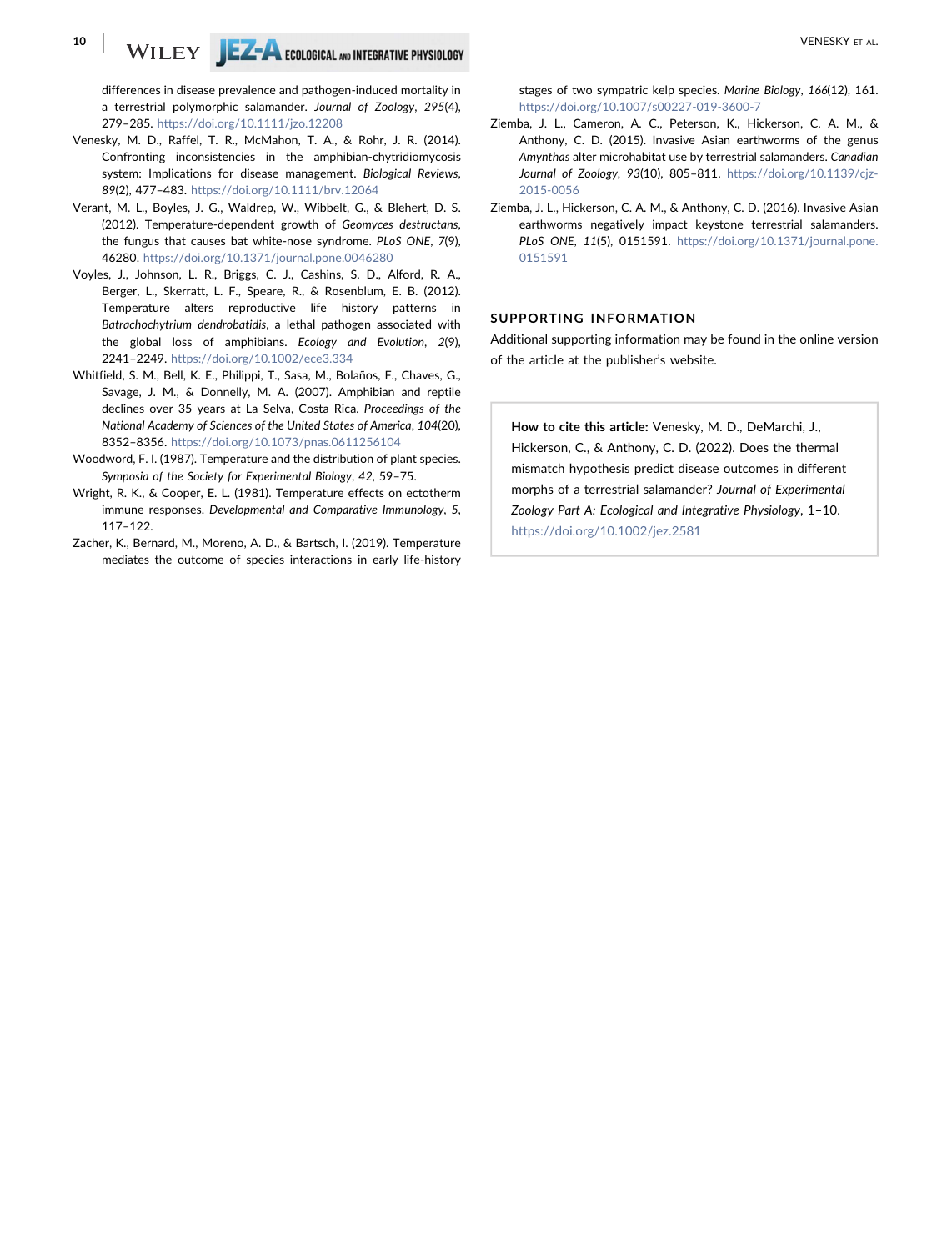differences in disease prevalence and pathogen-induced mortality in a terrestrial polymorphic salamander. *Journal of Zoology*, *295*(4), 279–285. https://doi.org/10.1111/jzo.12208

Venesky, M. D., Raffel, T. R., McMahon, T. A., & Rohr, J. R. (2014). Confronting inconsistencies in the amphibian-chytridiomycosis system: Implications for disease management. *Biological Reviews*, *89*(2), 477–483. https://doi.org/10.1111/brv.12064

Verant, M. L., Boyles, J. G., Waldrep, W., Wibbelt, G., & Blehert, D. S. (2012). Temperature-dependent growth of *Geomyces destructans*, the fungus that causes bat white-nose syndrome. *PLoS ONE*, *7*(9), 46280. https://doi.org/10.1371/journal.pone.0046280

Voyles, J., Johnson, L. R., Briggs, C. J., Cashins, S. D., Alford, R. A., Berger, L., Skerratt, L. F., Speare, R., & Rosenblum, E. B. (2012). Temperature alters reproductive life history patterns in *Batrachochytrium dendrobatidis*, a lethal pathogen associated with the global loss of amphibians. *Ecology and Evolution*, *2*(9), 2241–2249. https://doi.org/10.1002/ece3.334

Whitfield, S. M., Bell, K. E., Philippi, T., Sasa, M., Bolaños, F., Chaves, G., Savage, J. M., & Donnelly, M. A. (2007). Amphibian and reptile declines over 35 years at La Selva, Costa Rica. *Proceedings of the National Academy of Sciences of the United States of America*, *104*(20), 8352–8356. https://doi.org/10.1073/pnas.0611256104

Woodward, F. I. (1987). Temperature and the distribution of plant species. *Symposia of the Society for Experimental Biology*, *42*, 59–75.

Wright, R. K., & Cooper, E. L. (1981). Temperature effects on ectotherm immune responses. *Developmental and Comparative Immunology*, *5*, 117–122.

Zacher, K., Bernard, M., Moreno, A. D., & Bartsch, I. (2019). Temperature mediates the outcome of species interactions in early life-history stages of two sympatric kelp species. *Marine Biology*, *166*(12), 161. https://doi.org/10.1007/s00227-019-3600-7

Ziemba, J. L., Cameron, A. C., Peterson, K., Hickerson, C. A. M., & Anthony, C. D. (2015). Invasive Asian earthworms of the genus *Amynthas* alter microhabitat use by terrestrial salamanders. *Canadian Journal of Zoology*, *93*(10), 805–811. https://doi.org/10.1139/cjz-2015-0056

Ziemba, J. L., Hickerson, C. A. M., & Anthony, C. D. (2016). Invasive Asian earthworms negatively impact keystone terrestrial salamanders. *PLoS ONE*, *11*(5), 0151591. https://doi.org/10.1371/journal.pone.0151591

## SUPPORTING INFORMATION

Additional supporting information may be found in the online version of the article at the publisher's website.

**How to cite this article:** Venesky, M. D., DeMarchi, J., Hickerson, C., & Anthony, C. D. (2022). Does the thermal mismatch hypothesis predict disease outcomes in different morphs of a terrestrial salamander? *Journal of Experimental Zoology Part A: Ecological and Integrative Physiology*, 1–10. https://doi.org/10.1002/jez.2581